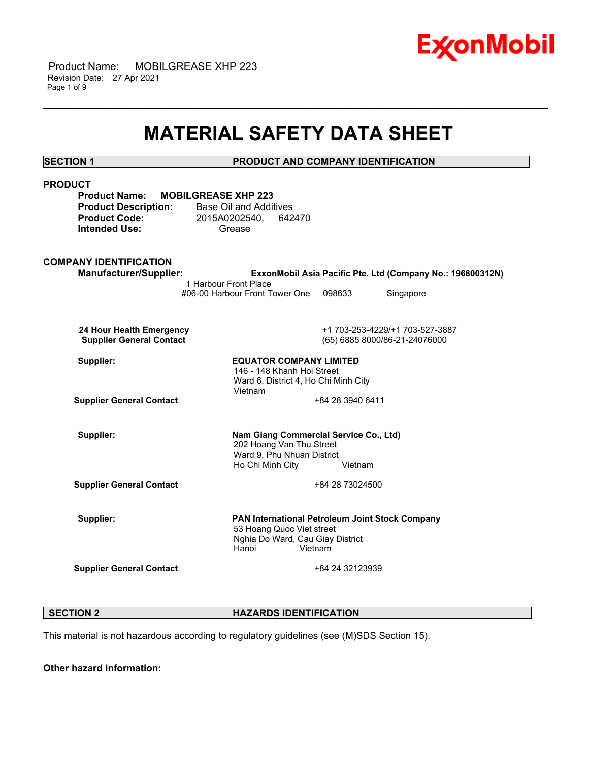# MATERIAL SAFETY DATA SHEET

## SECTION 1 PRODUCT AND COMPANY IDENTIFICATION

### PRODUCT

**Product Name:** **MOBILGREASE XHP 223**
**Product Description:** Base Oil and Additives
**Product Code:** 2015A0202540, 642470
**Intended Use:** Grease

### COMPANY IDENTIFICATION

**Manufacturer/Supplier:** **ExxonMobil Asia Pacific Pte. Ltd (Company No.: 196800312N)**
1 Harbour Front Place
#06-00 Harbour Front Tower One 098633 Singapore

**24 Hour Health Emergency** +1 703-253-4229/+1 703-527-3887
**Supplier General Contact** (65) 6885 8000/86-21-24076000

**Supplier:** **EQUATOR COMPANY LIMITED**
146 - 148 Khanh Hoi Street
Ward 6, District 4, Ho Chi Minh City
Vietnam
**Supplier General Contact** +84 28 3940 6411

**Supplier:** **Nam Giang Commercial Service Co., Ltd)**
202 Hoang Van Thu Street
Ward 9, Phu Nhuan District
Ho Chi Minh City Vietnam
**Supplier General Contact** +84 28 73024500

**Supplier:** **PAN International Petroleum Joint Stock Company**
53 Hoang Quoc Viet street
Nghia Do Ward, Cau Giay District
Hanoi Vietnam
**Supplier General Contact** +84 24 32123939

## SECTION 2 HAZARDS IDENTIFICATION

This material is not hazardous according to regulatory guidelines (see (M)SDS Section 15).

**Other hazard information:**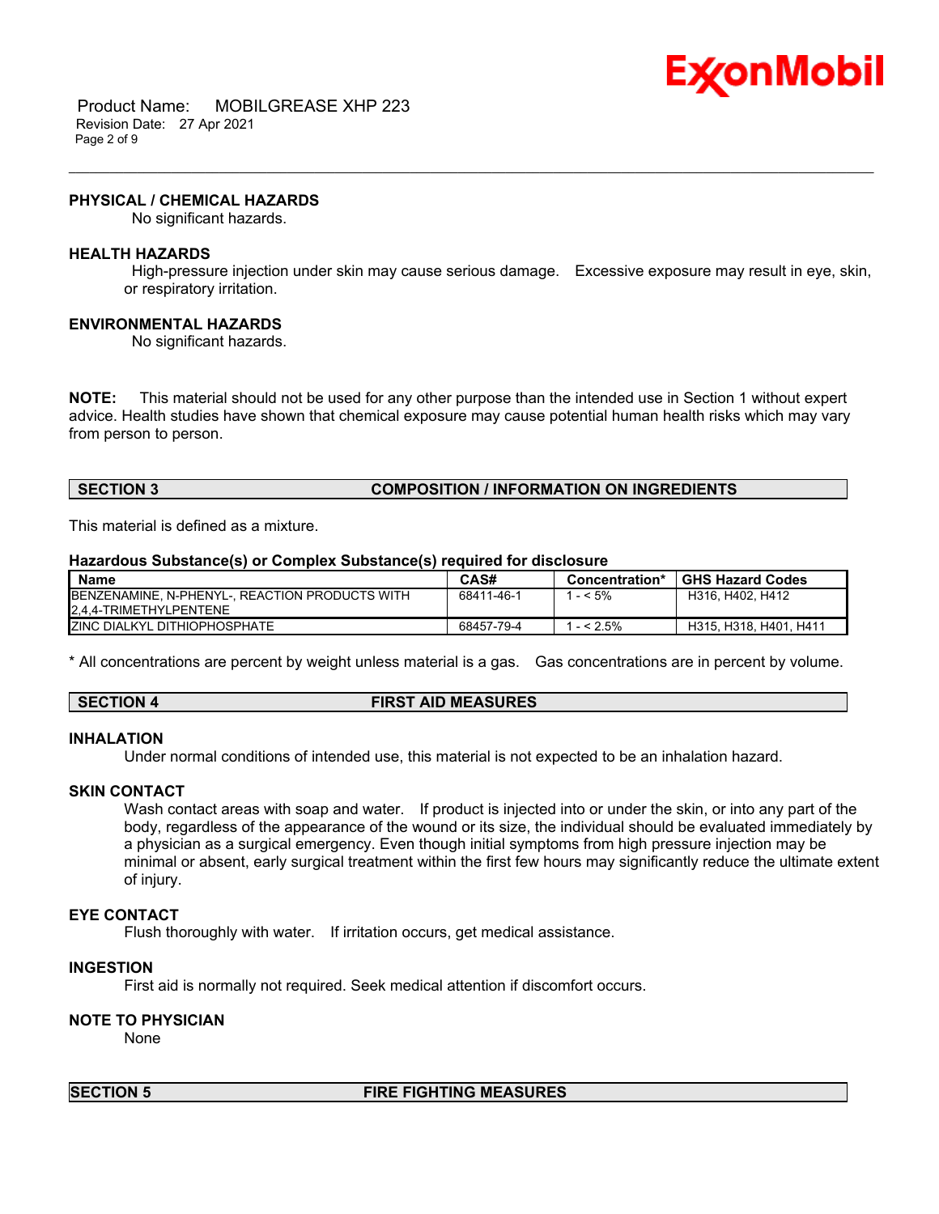### PHYSICAL / CHEMICAL HAZARDS

No significant hazards.

### HEALTH HAZARDS

High-pressure injection under skin may cause serious damage. Excessive exposure may result in eye, skin, or respiratory irritation.

### ENVIRONMENTAL HAZARDS

No significant hazards.

**NOTE:** This material should not be used for any other purpose than the intended use in Section 1 without expert advice. Health studies have shown that chemical exposure may cause potential human health risks which may vary from person to person.

## SECTION 3 COMPOSITION / INFORMATION ON INGREDIENTS

This material is defined as a mixture.

**Hazardous Substance(s) or Complex Substance(s) required for disclosure**

| Name | CAS# | Concentration* | GHS Hazard Codes |
|---|---|---|---|
| BENZENAMINE, N-PHENYL-, REACTION PRODUCTS WITH 2,4,4-TRIMETHYLPENTENE | 68411-46-1 | 1 - < 5% | H316, H402, H412 |
| ZINC DIALKYL DITHIOPHOSPHATE | 68457-79-4 | 1 - < 2.5% | H315, H318, H401, H411 |

* All concentrations are percent by weight unless material is a gas. Gas concentrations are in percent by volume.

## SECTION 4 FIRST AID MEASURES

### INHALATION

Under normal conditions of intended use, this material is not expected to be an inhalation hazard.

### SKIN CONTACT

Wash contact areas with soap and water. If product is injected into or under the skin, or into any part of the body, regardless of the appearance of the wound or its size, the individual should be evaluated immediately by a physician as a surgical emergency. Even though initial symptoms from high pressure injection may be minimal or absent, early surgical treatment within the first few hours may significantly reduce the ultimate extent of injury.

### EYE CONTACT

Flush thoroughly with water. If irritation occurs, get medical assistance.

### INGESTION

First aid is normally not required. Seek medical attention if discomfort occurs.

### NOTE TO PHYSICIAN

None

## SECTION 5 FIRE FIGHTING MEASURES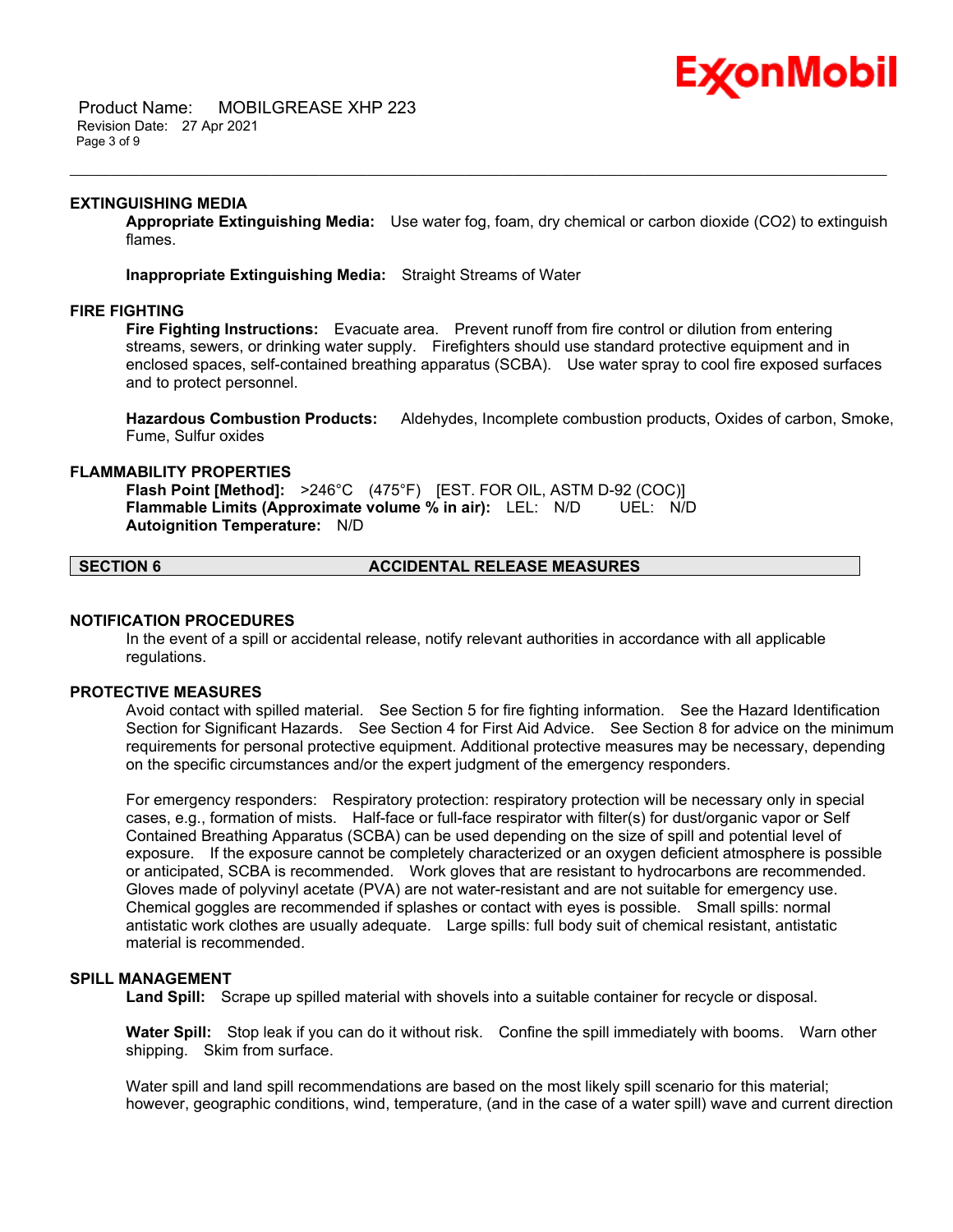### EXTINGUISHING MEDIA

**Appropriate Extinguishing Media:** Use water fog, foam, dry chemical or carbon dioxide (CO2) to extinguish flames.

**Inappropriate Extinguishing Media:** Straight Streams of Water

### FIRE FIGHTING

**Fire Fighting Instructions:** Evacuate area. Prevent runoff from fire control or dilution from entering streams, sewers, or drinking water supply. Firefighters should use standard protective equipment and in enclosed spaces, self-contained breathing apparatus (SCBA). Use water spray to cool fire exposed surfaces and to protect personnel.

**Hazardous Combustion Products:** Aldehydes, Incomplete combustion products, Oxides of carbon, Smoke, Fume, Sulfur oxides

### FLAMMABILITY PROPERTIES

**Flash Point [Method]:** >246°C (475°F) [EST. FOR OIL, ASTM D-92 (COC)]
**Flammable Limits (Approximate volume % in air):** LEL: N/D UEL: N/D
**Autoignition Temperature:** N/D

## SECTION 6 ACCIDENTAL RELEASE MEASURES

### NOTIFICATION PROCEDURES

In the event of a spill or accidental release, notify relevant authorities in accordance with all applicable regulations.

### PROTECTIVE MEASURES

Avoid contact with spilled material. See Section 5 for fire fighting information. See the Hazard Identification Section for Significant Hazards. See Section 4 for First Aid Advice. See Section 8 for advice on the minimum requirements for personal protective equipment. Additional protective measures may be necessary, depending on the specific circumstances and/or the expert judgment of the emergency responders.

For emergency responders: Respiratory protection: respiratory protection will be necessary only in special cases, e.g., formation of mists. Half-face or full-face respirator with filter(s) for dust/organic vapor or Self Contained Breathing Apparatus (SCBA) can be used depending on the size of spill and potential level of exposure. If the exposure cannot be completely characterized or an oxygen deficient atmosphere is possible or anticipated, SCBA is recommended. Work gloves that are resistant to hydrocarbons are recommended. Gloves made of polyvinyl acetate (PVA) are not water-resistant and are not suitable for emergency use. Chemical goggles are recommended if splashes or contact with eyes is possible. Small spills: normal antistatic work clothes are usually adequate. Large spills: full body suit of chemical resistant, antistatic material is recommended.

### SPILL MANAGEMENT

**Land Spill:** Scrape up spilled material with shovels into a suitable container for recycle or disposal.

**Water Spill:** Stop leak if you can do it without risk. Confine the spill immediately with booms. Warn other shipping. Skim from surface.

Water spill and land spill recommendations are based on the most likely spill scenario for this material; however, geographic conditions, wind, temperature, (and in the case of a water spill) wave and current direction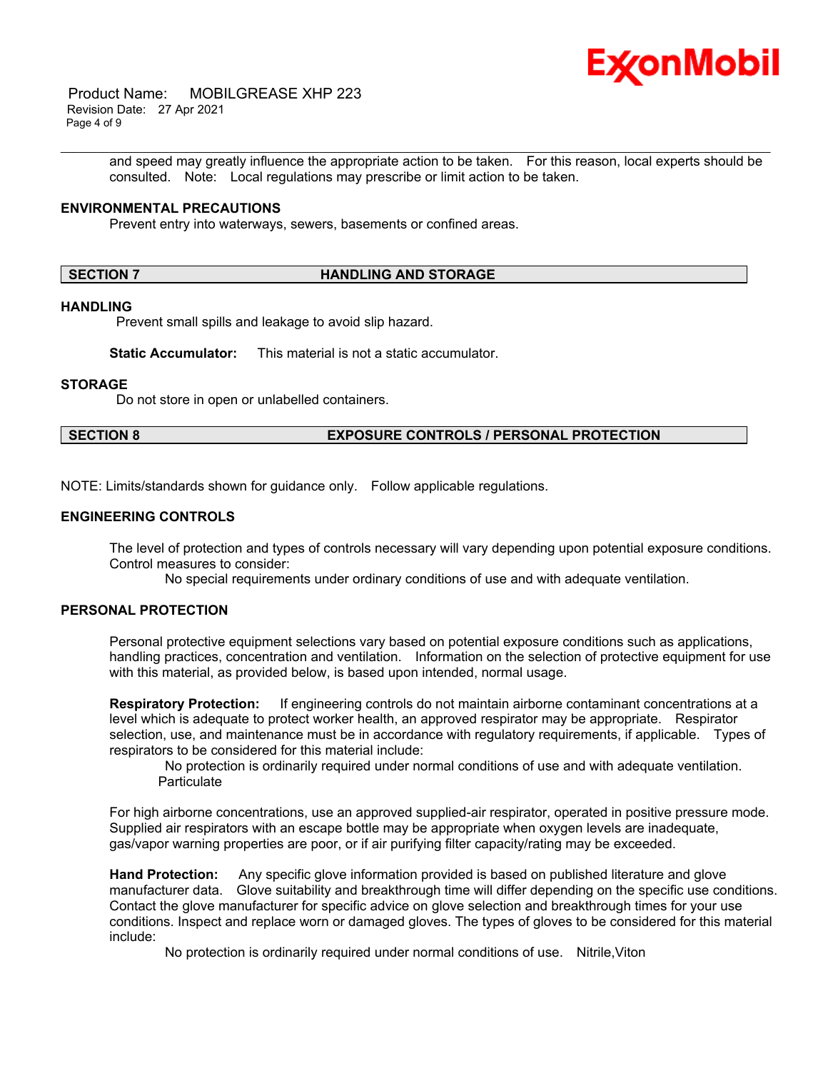and speed may greatly influence the appropriate action to be taken. For this reason, local experts should be consulted. Note: Local regulations may prescribe or limit action to be taken.

### ENVIRONMENTAL PRECAUTIONS

Prevent entry into waterways, sewers, basements or confined areas.

## SECTION 7 HANDLING AND STORAGE

### HANDLING

Prevent small spills and leakage to avoid slip hazard.

**Static Accumulator:** This material is not a static accumulator.

### STORAGE

Do not store in open or unlabelled containers.

## SECTION 8 EXPOSURE CONTROLS / PERSONAL PROTECTION

NOTE: Limits/standards shown for guidance only. Follow applicable regulations.

### ENGINEERING CONTROLS

The level of protection and types of controls necessary will vary depending upon potential exposure conditions. Control measures to consider:

No special requirements under ordinary conditions of use and with adequate ventilation.

### PERSONAL PROTECTION

Personal protective equipment selections vary based on potential exposure conditions such as applications, handling practices, concentration and ventilation. Information on the selection of protective equipment for use with this material, as provided below, is based upon intended, normal usage.

**Respiratory Protection:** If engineering controls do not maintain airborne contaminant concentrations at a level which is adequate to protect worker health, an approved respirator may be appropriate. Respirator selection, use, and maintenance must be in accordance with regulatory requirements, if applicable. Types of respirators to be considered for this material include:

No protection is ordinarily required under normal conditions of use and with adequate ventilation.
Particulate

For high airborne concentrations, use an approved supplied-air respirator, operated in positive pressure mode. Supplied air respirators with an escape bottle may be appropriate when oxygen levels are inadequate, gas/vapor warning properties are poor, or if air purifying filter capacity/rating may be exceeded.

**Hand Protection:** Any specific glove information provided is based on published literature and glove manufacturer data. Glove suitability and breakthrough time will differ depending on the specific use conditions. Contact the glove manufacturer for specific advice on glove selection and breakthrough times for your use conditions. Inspect and replace worn or damaged gloves. The types of gloves to be considered for this material include:

No protection is ordinarily required under normal conditions of use. Nitrile,Viton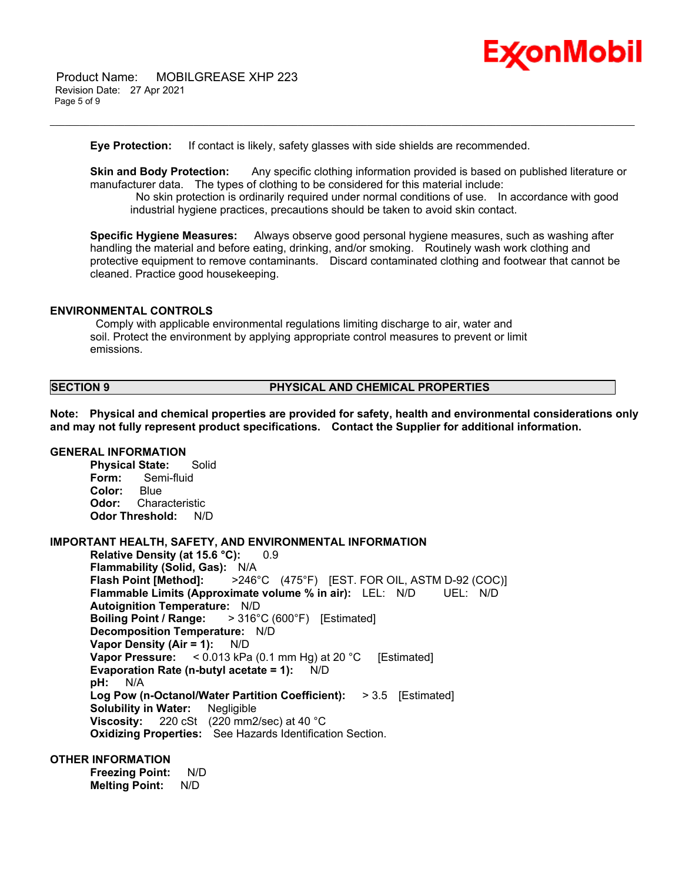**Eye Protection:** If contact is likely, safety glasses with side shields are recommended.

**Skin and Body Protection:** Any specific clothing information provided is based on published literature or manufacturer data. The types of clothing to be considered for this material include:
No skin protection is ordinarily required under normal conditions of use. In accordance with good industrial hygiene practices, precautions should be taken to avoid skin contact.

**Specific Hygiene Measures:** Always observe good personal hygiene measures, such as washing after handling the material and before eating, drinking, and/or smoking. Routinely wash work clothing and protective equipment to remove contaminants. Discard contaminated clothing and footwear that cannot be cleaned. Practice good housekeeping.

### ENVIRONMENTAL CONTROLS

Comply with applicable environmental regulations limiting discharge to air, water and soil. Protect the environment by applying appropriate control measures to prevent or limit emissions.

## SECTION 9 PHYSICAL AND CHEMICAL PROPERTIES

**Note: Physical and chemical properties are provided for safety, health and environmental considerations only and may not fully represent product specifications. Contact the Supplier for additional information.**

### GENERAL INFORMATION

**Physical State:** Solid
**Form:** Semi-fluid
**Color:** Blue
**Odor:** Characteristic
**Odor Threshold:** N/D

### IMPORTANT HEALTH, SAFETY, AND ENVIRONMENTAL INFORMATION

**Relative Density (at 15.6 °C):** 0.9
**Flammability (Solid, Gas):** N/A
**Flash Point [Method]:** >246°C (475°F) [EST. FOR OIL, ASTM D-92 (COC)]
**Flammable Limits (Approximate volume % in air):** LEL: N/D UEL: N/D
**Autoignition Temperature:** N/D
**Boiling Point / Range:** > 316°C (600°F) [Estimated]
**Decomposition Temperature:** N/D
**Vapor Density (Air = 1):** N/D
**Vapor Pressure:** < 0.013 kPa (0.1 mm Hg) at 20 °C [Estimated]
**Evaporation Rate (n-butyl acetate = 1):** N/D
**pH:** N/A
**Log Pow (n-Octanol/Water Partition Coefficient):** > 3.5 [Estimated]
**Solubility in Water:** Negligible
**Viscosity:** 220 cSt (220 mm2/sec) at 40 °C
**Oxidizing Properties:** See Hazards Identification Section.

### OTHER INFORMATION

**Freezing Point:** N/D
**Melting Point:** N/D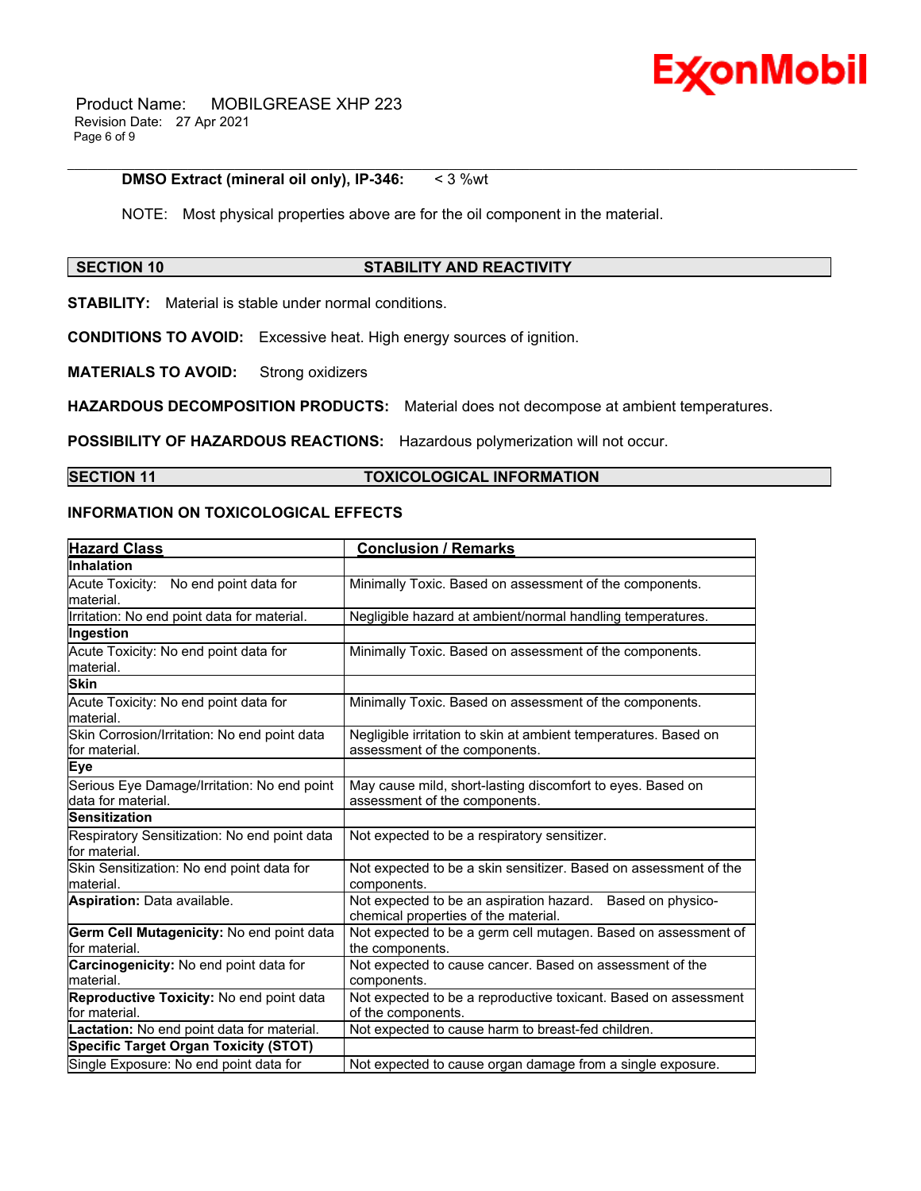**DMSO Extract (mineral oil only), IP-346:** < 3 %wt

NOTE: Most physical properties above are for the oil component in the material.

## SECTION 10 STABILITY AND REACTIVITY

**STABILITY:** Material is stable under normal conditions.

**CONDITIONS TO AVOID:** Excessive heat. High energy sources of ignition.

**MATERIALS TO AVOID:** Strong oxidizers

**HAZARDOUS DECOMPOSITION PRODUCTS:** Material does not decompose at ambient temperatures.

**POSSIBILITY OF HAZARDOUS REACTIONS:** Hazardous polymerization will not occur.

## SECTION 11 TOXICOLOGICAL INFORMATION

### INFORMATION ON TOXICOLOGICAL EFFECTS

| Hazard Class | Conclusion / Remarks |
|---|---|
| **Inhalation** | |
| Acute Toxicity: No end point data for material. | Minimally Toxic. Based on assessment of the components. |
| Irritation: No end point data for material. | Negligible hazard at ambient/normal handling temperatures. |
| **Ingestion** | |
| Acute Toxicity: No end point data for material. | Minimally Toxic. Based on assessment of the components. |
| **Skin** | |
| Acute Toxicity: No end point data for material. | Minimally Toxic. Based on assessment of the components. |
| Skin Corrosion/Irritation: No end point data for material. | Negligible irritation to skin at ambient temperatures. Based on assessment of the components. |
| **Eye** | |
| Serious Eye Damage/Irritation: No end point data for material. | May cause mild, short-lasting discomfort to eyes. Based on assessment of the components. |
| **Sensitization** | |
| Respiratory Sensitization: No end point data for material. | Not expected to be a respiratory sensitizer. |
| Skin Sensitization: No end point data for material. | Not expected to be a skin sensitizer. Based on assessment of the components. |
| **Aspiration:** Data available. | Not expected to be an aspiration hazard. Based on physico-chemical properties of the material. |
| **Germ Cell Mutagenicity:** No end point data for material. | Not expected to be a germ cell mutagen. Based on assessment of the components. |
| **Carcinogenicity:** No end point data for material. | Not expected to cause cancer. Based on assessment of the components. |
| **Reproductive Toxicity:** No end point data for material. | Not expected to be a reproductive toxicant. Based on assessment of the components. |
| **Lactation:** No end point data for material. | Not expected to cause harm to breast-fed children. |
| **Specific Target Organ Toxicity (STOT)** | |
| Single Exposure: No end point data for | Not expected to cause organ damage from a single exposure. |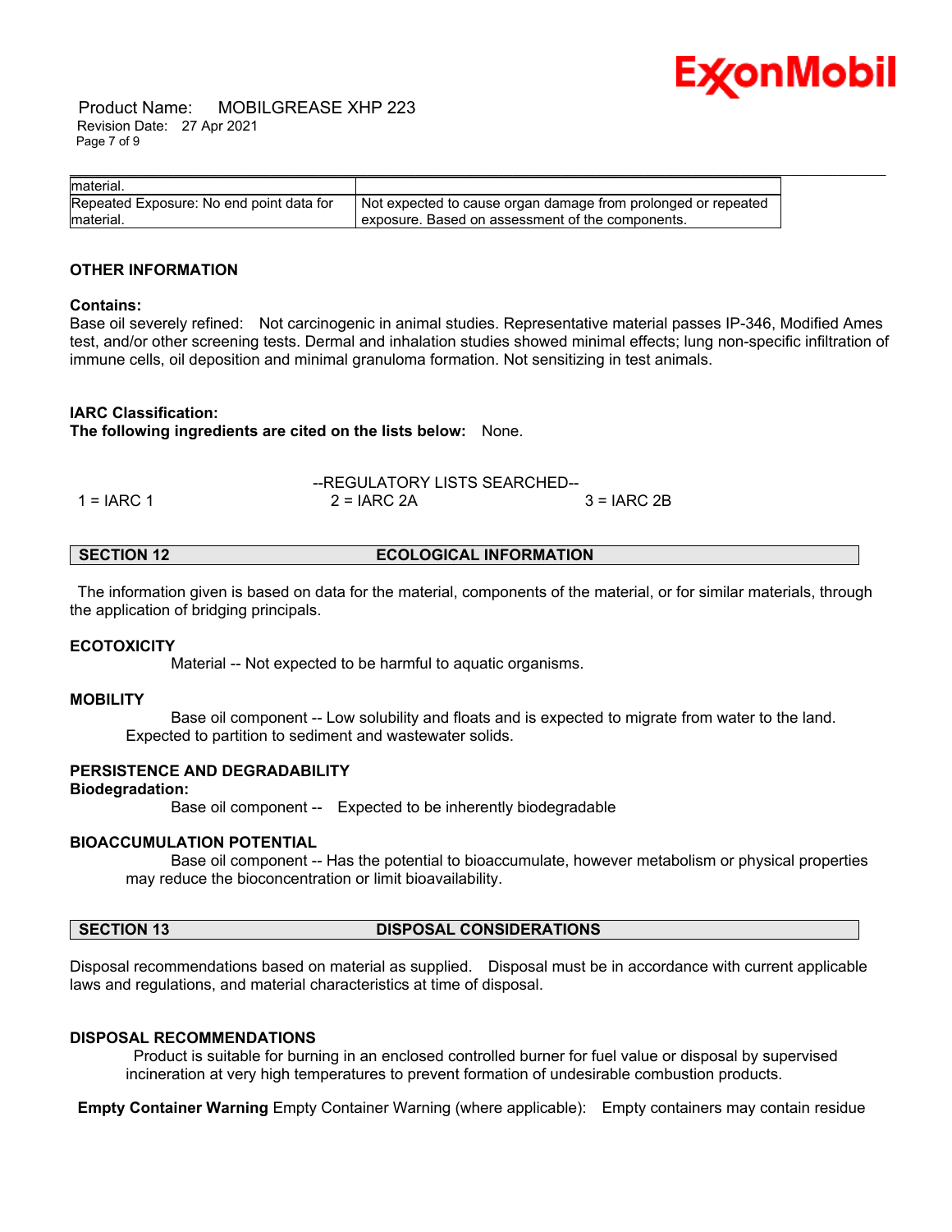| | |
|---|---|
| material. | |
| Repeated Exposure: No end point data for material. | Not expected to cause organ damage from prolonged or repeated exposure. Based on assessment of the components. |

**OTHER INFORMATION**

**Contains:**
Base oil severely refined: Not carcinogenic in animal studies. Representative material passes IP-346, Modified Ames test, and/or other screening tests. Dermal and inhalation studies showed minimal effects; lung non-specific infiltration of immune cells, oil deposition and minimal granuloma formation. Not sensitizing in test animals.

**IARC Classification:**
**The following ingredients are cited on the lists below:** None.

--REGULATORY LISTS SEARCHED--

1 = IARC 1 &nbsp;&nbsp;&nbsp;&nbsp; 2 = IARC 2A &nbsp;&nbsp;&nbsp;&nbsp; 3 = IARC 2B

## SECTION 12 ECOLOGICAL INFORMATION

The information given is based on data for the material, components of the material, or for similar materials, through the application of bridging principals.

**ECOTOXICITY**

Material -- Not expected to be harmful to aquatic organisms.

**MOBILITY**

Base oil component -- Low solubility and floats and is expected to migrate from water to the land. Expected to partition to sediment and wastewater solids.

**PERSISTENCE AND DEGRADABILITY**
**Biodegradation:**

Base oil component -- Expected to be inherently biodegradable

**BIOACCUMULATION POTENTIAL**

Base oil component -- Has the potential to bioaccumulate, however metabolism or physical properties may reduce the bioconcentration or limit bioavailability.

## SECTION 13 DISPOSAL CONSIDERATIONS

Disposal recommendations based on material as supplied. Disposal must be in accordance with current applicable laws and regulations, and material characteristics at time of disposal.

**DISPOSAL RECOMMENDATIONS**

Product is suitable for burning in an enclosed controlled burner for fuel value or disposal by supervised incineration at very high temperatures to prevent formation of undesirable combustion products.

**Empty Container Warning** Empty Container Warning (where applicable): Empty containers may contain residue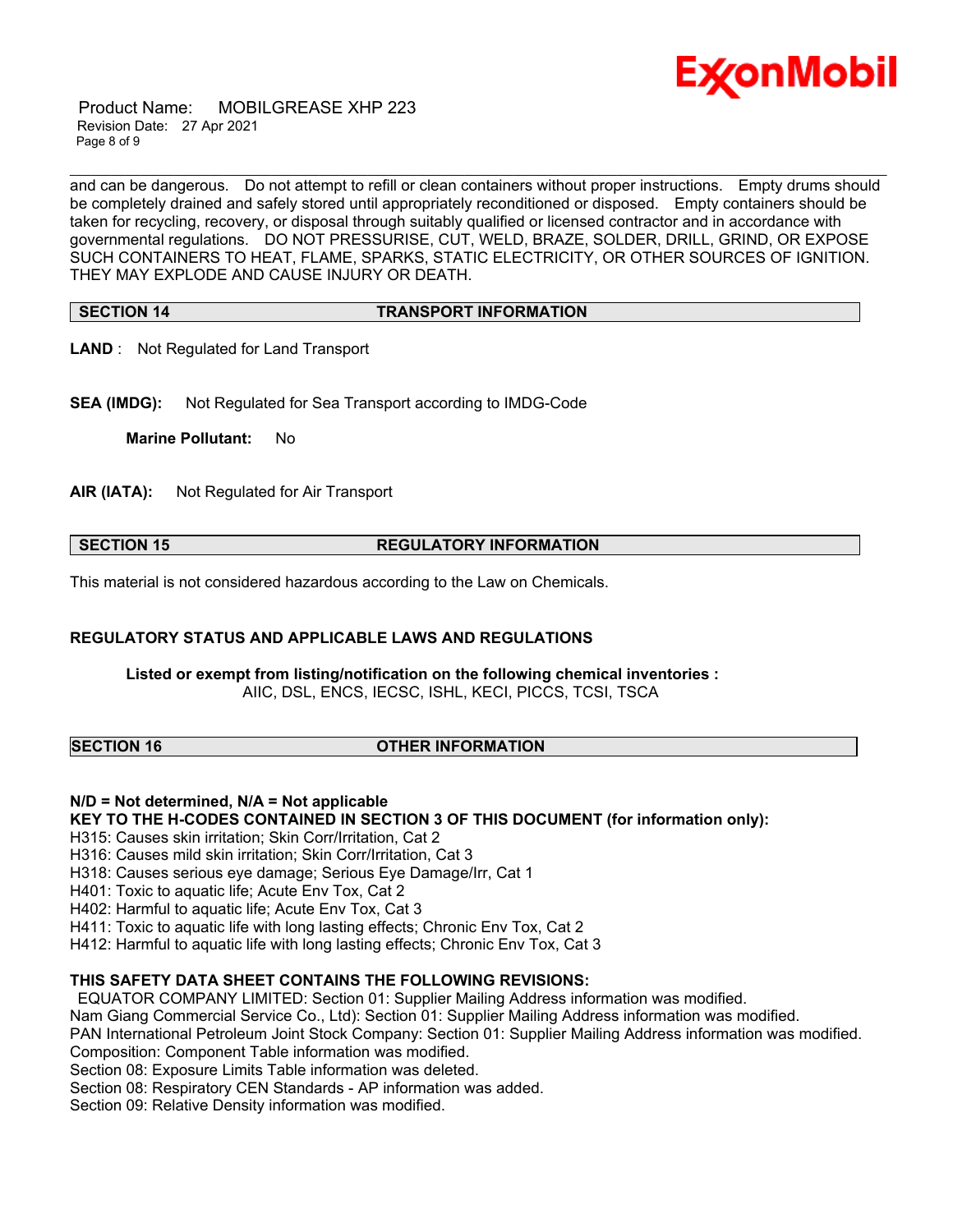and can be dangerous. Do not attempt to refill or clean containers without proper instructions. Empty drums should be completely drained and safely stored until appropriately reconditioned or disposed. Empty containers should be taken for recycling, recovery, or disposal through suitably qualified or licensed contractor and in accordance with governmental regulations. DO NOT PRESSURISE, CUT, WELD, BRAZE, SOLDER, DRILL, GRIND, OR EXPOSE SUCH CONTAINERS TO HEAT, FLAME, SPARKS, STATIC ELECTRICITY, OR OTHER SOURCES OF IGNITION. THEY MAY EXPLODE AND CAUSE INJURY OR DEATH.

## SECTION 14 TRANSPORT INFORMATION

**LAND** : Not Regulated for Land Transport

**SEA (IMDG):** Not Regulated for Sea Transport according to IMDG-Code

**Marine Pollutant:** No

**AIR (IATA):** Not Regulated for Air Transport

## SECTION 15 REGULATORY INFORMATION

This material is not considered hazardous according to the Law on Chemicals.

**REGULATORY STATUS AND APPLICABLE LAWS AND REGULATIONS**

**Listed or exempt from listing/notification on the following chemical inventories :**
AIIC, DSL, ENCS, IECSC, ISHL, KECI, PICCS, TCSI, TSCA

## SECTION 16 OTHER INFORMATION

**N/D = Not determined, N/A = Not applicable**

**KEY TO THE H-CODES CONTAINED IN SECTION 3 OF THIS DOCUMENT (for information only):**

H315: Causes skin irritation; Skin Corr/Irritation, Cat 2
H316: Causes mild skin irritation; Skin Corr/Irritation, Cat 3
H318: Causes serious eye damage; Serious Eye Damage/Irr, Cat 1
H401: Toxic to aquatic life; Acute Env Tox, Cat 2
H402: Harmful to aquatic life; Acute Env Tox, Cat 3
H411: Toxic to aquatic life with long lasting effects; Chronic Env Tox, Cat 2
H412: Harmful to aquatic life with long lasting effects; Chronic Env Tox, Cat 3

**THIS SAFETY DATA SHEET CONTAINS THE FOLLOWING REVISIONS:**

EQUATOR COMPANY LIMITED: Section 01: Supplier Mailing Address information was modified.
Nam Giang Commercial Service Co., Ltd): Section 01: Supplier Mailing Address information was modified.
PAN International Petroleum Joint Stock Company: Section 01: Supplier Mailing Address information was modified.
Composition: Component Table information was modified.
Section 08: Exposure Limits Table information was deleted.
Section 08: Respiratory CEN Standards - AP information was added.
Section 09: Relative Density information was modified.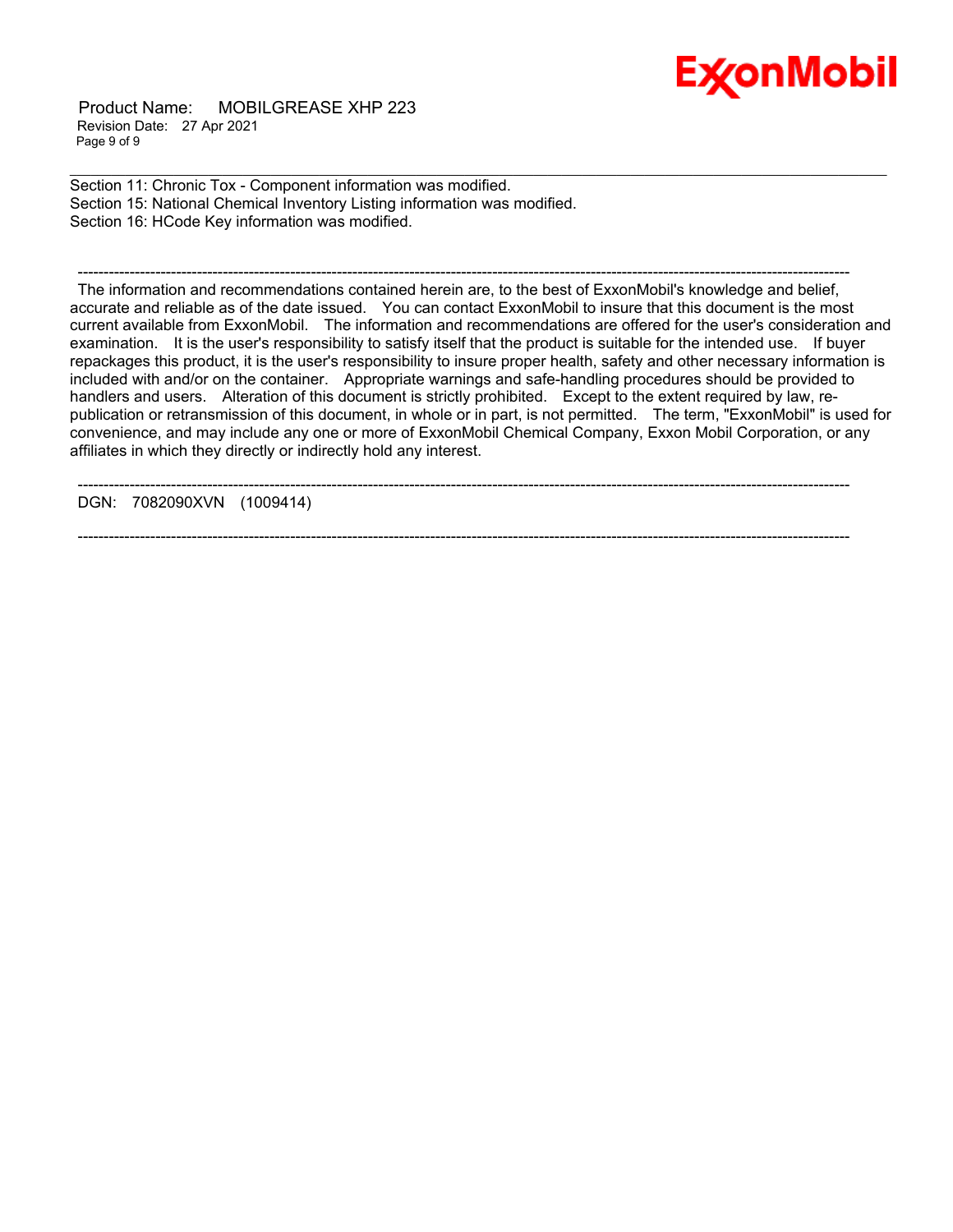Section 11: Chronic Tox - Component information was modified.
Section 15: National Chemical Inventory Listing information was modified.
Section 16: HCode Key information was modified.

-----------------------------------------------------------------------------------------------------------------------------------------------

The information and recommendations contained herein are, to the best of ExxonMobil's knowledge and belief, accurate and reliable as of the date issued. You can contact ExxonMobil to insure that this document is the most current available from ExxonMobil. The information and recommendations are offered for the user's consideration and examination. It is the user's responsibility to satisfy itself that the product is suitable for the intended use. If buyer repackages this product, it is the user's responsibility to insure proper health, safety and other necessary information is included with and/or on the container. Appropriate warnings and safe-handling procedures should be provided to handlers and users. Alteration of this document is strictly prohibited. Except to the extent required by law, re-publication or retransmission of this document, in whole or in part, is not permitted. The term, "ExxonMobil" is used for convenience, and may include any one or more of ExxonMobil Chemical Company, Exxon Mobil Corporation, or any affiliates in which they directly or indirectly hold any interest.

-----------------------------------------------------------------------------------------------------------------------------------------------

DGN: 7082090XVN (1009414)

-----------------------------------------------------------------------------------------------------------------------------------------------